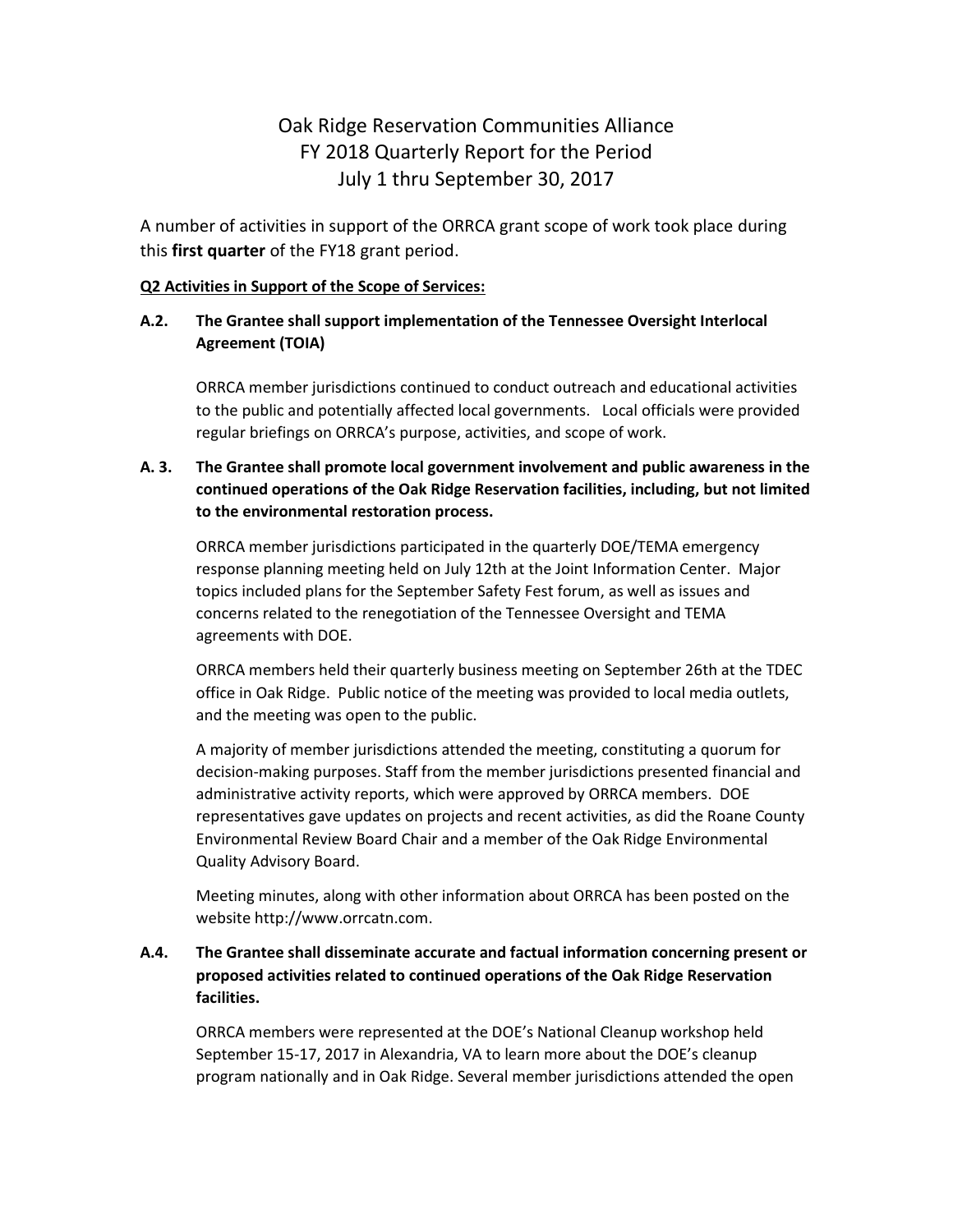# Oak Ridge Reservation Communities Alliance
# FY 2018 Quarterly Report for the Period
# July 1 thru September 30, 2017

A number of activities in support of the ORRCA grant scope of work took place during this **first quarter** of the FY18 grant period.

**Q2 Activities in Support of the Scope of Services:**

**A.2. The Grantee shall support implementation of the Tennessee Oversight Interlocal Agreement (TOIA)**

ORRCA member jurisdictions continued to conduct outreach and educational activities to the public and potentially affected local governments. Local officials were provided regular briefings on ORRCA's purpose, activities, and scope of work.

**A. 3. The Grantee shall promote local government involvement and public awareness in the continued operations of the Oak Ridge Reservation facilities, including, but not limited to the environmental restoration process.**

ORRCA member jurisdictions participated in the quarterly DOE/TEMA emergency response planning meeting held on July 12th at the Joint Information Center. Major topics included plans for the September Safety Fest forum, as well as issues and concerns related to the renegotiation of the Tennessee Oversight and TEMA agreements with DOE.

ORRCA members held their quarterly business meeting on September 26th at the TDEC office in Oak Ridge. Public notice of the meeting was provided to local media outlets, and the meeting was open to the public.

A majority of member jurisdictions attended the meeting, constituting a quorum for decision-making purposes. Staff from the member jurisdictions presented financial and administrative activity reports, which were approved by ORRCA members. DOE representatives gave updates on projects and recent activities, as did the Roane County Environmental Review Board Chair and a member of the Oak Ridge Environmental Quality Advisory Board.

Meeting minutes, along with other information about ORRCA has been posted on the website http://www.orrcatn.com.

**A.4. The Grantee shall disseminate accurate and factual information concerning present or proposed activities related to continued operations of the Oak Ridge Reservation facilities.**

ORRCA members were represented at the DOE's National Cleanup workshop held September 15-17, 2017 in Alexandria, VA to learn more about the DOE's cleanup program nationally and in Oak Ridge. Several member jurisdictions attended the open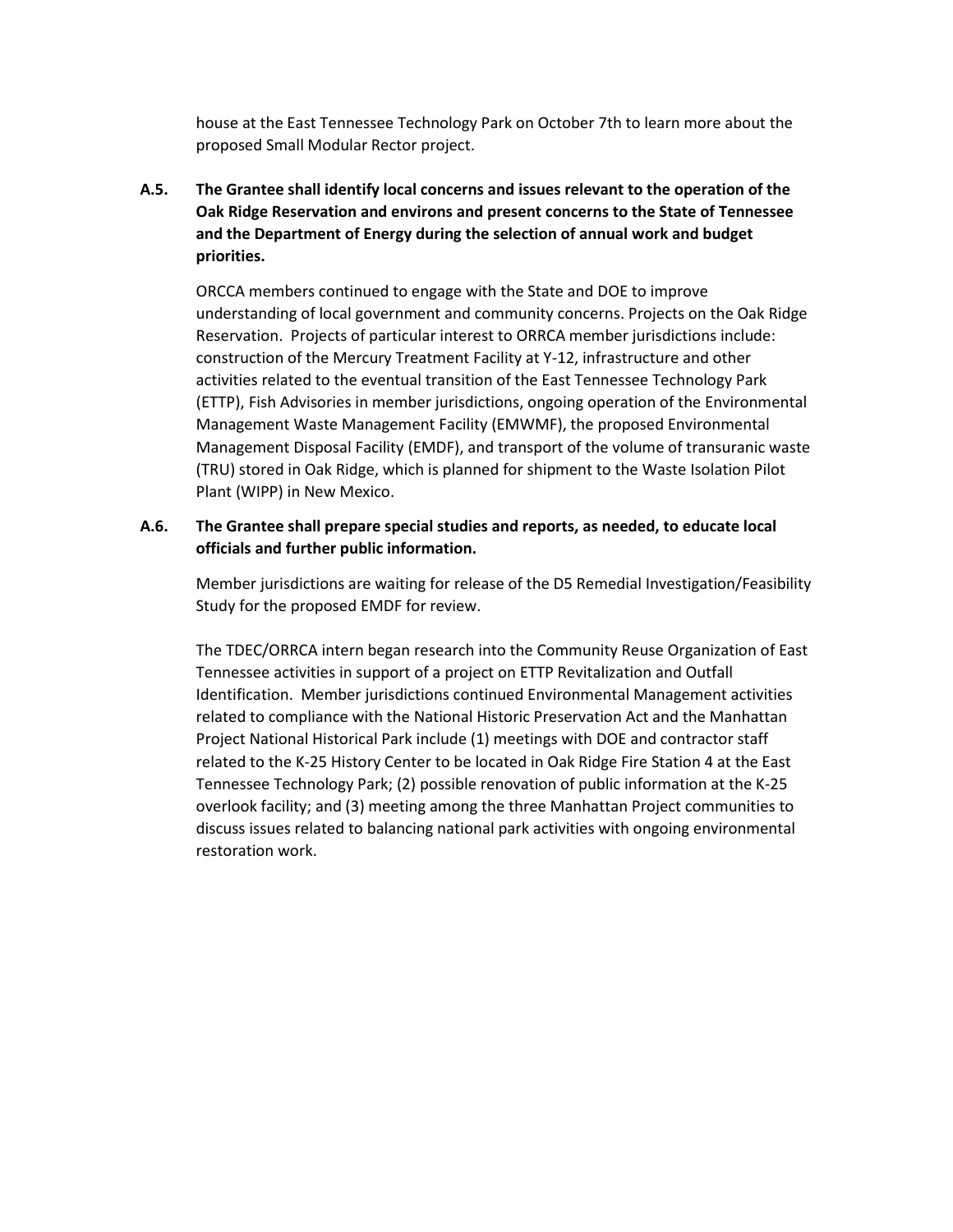house at the East Tennessee Technology Park on October 7th to learn more about the proposed Small Modular Rector project.

**A.5. The Grantee shall identify local concerns and issues relevant to the operation of the Oak Ridge Reservation and environs and present concerns to the State of Tennessee and the Department of Energy during the selection of annual work and budget priorities.**

ORCCA members continued to engage with the State and DOE to improve understanding of local government and community concerns. Projects on the Oak Ridge Reservation. Projects of particular interest to ORRCA member jurisdictions include: construction of the Mercury Treatment Facility at Y-12, infrastructure and other activities related to the eventual transition of the East Tennessee Technology Park (ETTP), Fish Advisories in member jurisdictions, ongoing operation of the Environmental Management Waste Management Facility (EMWMF), the proposed Environmental Management Disposal Facility (EMDF), and transport of the volume of transuranic waste (TRU) stored in Oak Ridge, which is planned for shipment to the Waste Isolation Pilot Plant (WIPP) in New Mexico.

**A.6. The Grantee shall prepare special studies and reports, as needed, to educate local officials and further public information.**

Member jurisdictions are waiting for release of the D5 Remedial Investigation/Feasibility Study for the proposed EMDF for review.

The TDEC/ORRCA intern began research into the Community Reuse Organization of East Tennessee activities in support of a project on ETTP Revitalization and Outfall Identification. Member jurisdictions continued Environmental Management activities related to compliance with the National Historic Preservation Act and the Manhattan Project National Historical Park include (1) meetings with DOE and contractor staff related to the K-25 History Center to be located in Oak Ridge Fire Station 4 at the East Tennessee Technology Park; (2) possible renovation of public information at the K-25 overlook facility; and (3) meeting among the three Manhattan Project communities to discuss issues related to balancing national park activities with ongoing environmental restoration work.